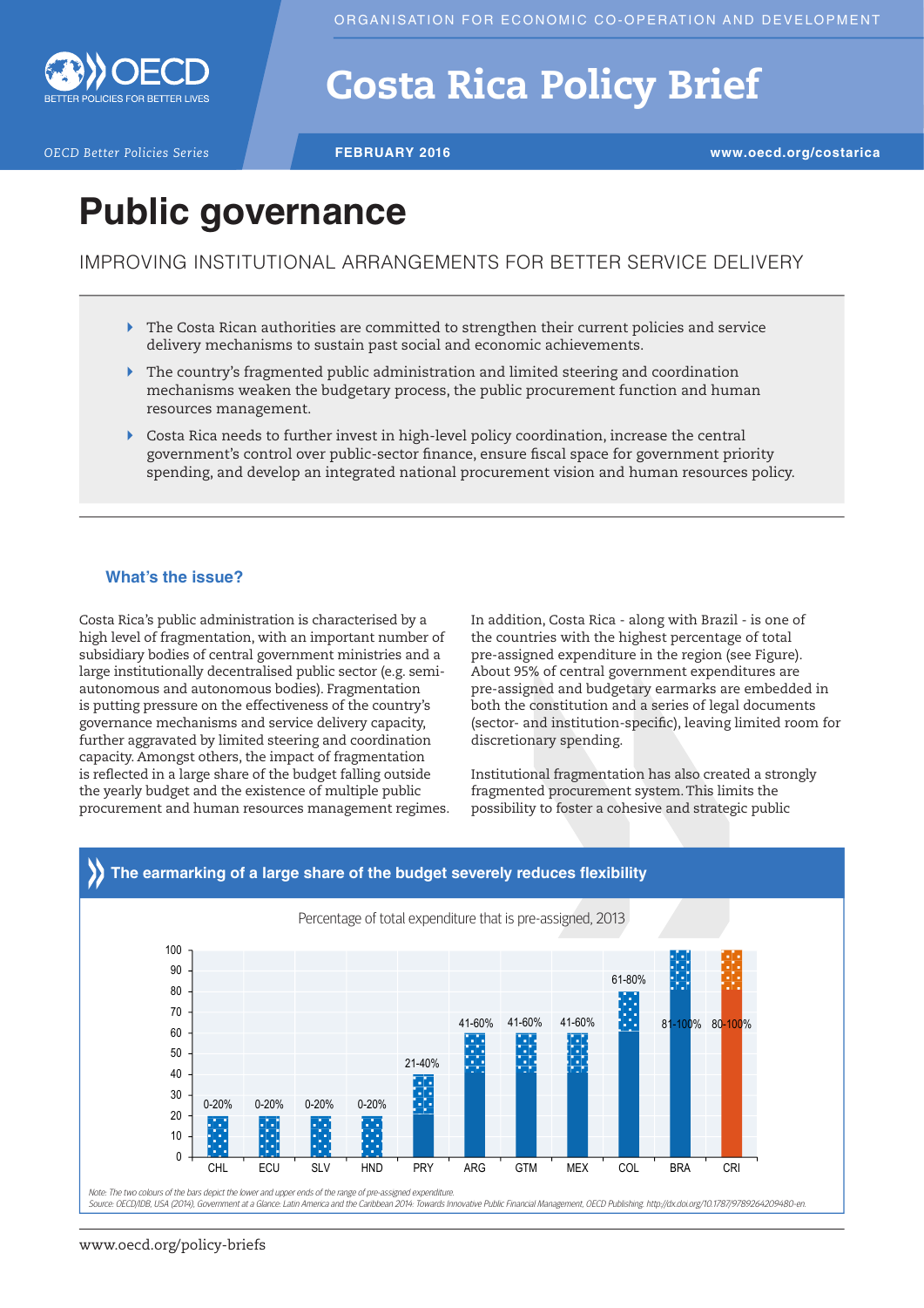ORGANISATION FOR ECONOMIC CO-OPERATION AND DEVELOPMENT

# Costa Rica Policy Brief

OECD Better Policies Series — FEBRUARY 2016 — www.oecd.org/costarica

# Public governance

## IMPROVING INSTITUTIONAL ARRANGEMENTS FOR BETTER SERVICE DELIVERY

- The Costa Rican authorities are committed to strengthen their current policies and service delivery mechanisms to sustain past social and economic achievements.
- The country's fragmented public administration and limited steering and coordination mechanisms weaken the budgetary process, the public procurement function and human resources management.
- Costa Rica needs to further invest in high-level policy coordination, increase the central government's control over public-sector finance, ensure fiscal space for government priority spending, and develop an integrated national procurement vision and human resources policy.

### What's the issue?

Costa Rica's public administration is characterised by a high level of fragmentation, with an important number of subsidiary bodies of central government ministries and a large institutionally decentralised public sector (e.g. semi-autonomous and autonomous bodies). Fragmentation is putting pressure on the effectiveness of the country's governance mechanisms and service delivery capacity, further aggravated by limited steering and coordination capacity. Amongst others, the impact of fragmentation is reflected in a large share of the budget falling outside the yearly budget and the existence of multiple public procurement and human resources management regimes.

In addition, Costa Rica - along with Brazil - is one of the countries with the highest percentage of total pre-assigned expenditure in the region (see Figure). About 95% of central government expenditures are pre-assigned and budgetary earmarks are embedded in both the constitution and a series of legal documents (sector- and institution-specific), leaving limited room for discretionary spending.

Institutional fragmentation has also created a strongly fragmented procurement system. This limits the possibility to foster a cohesive and strategic public

**The earmarking of a large share of the budget severely reduces flexibility**

Percentage of total expenditure that is pre-assigned, 2013

| Country | Pre-assigned expenditure |
|---|---|
| CHL | 0-20% |
| ECU | 0-20% |
| SLV | 0-20% |
| HND | 0-20% |
| PRY | 21-40% |
| ARG | 41-60% |
| GTM | 41-60% |
| MEX | 41-60% |
| COL | 61-80% |
| BRA | 81-100% |
| CRI | 80-100% |

*Note: The two colours of the bars depict the lower and upper ends of the range of pre-assigned expenditure.*

*Source: OECD/IDB, USA (2014), Government at a Glance: Latin America and the Caribbean 2014: Towards Innovative Public Financial Management, OECD Publishing. http://dx.doi.org/10.1787/9789264209480-en.*

www.oecd.org/policy-briefs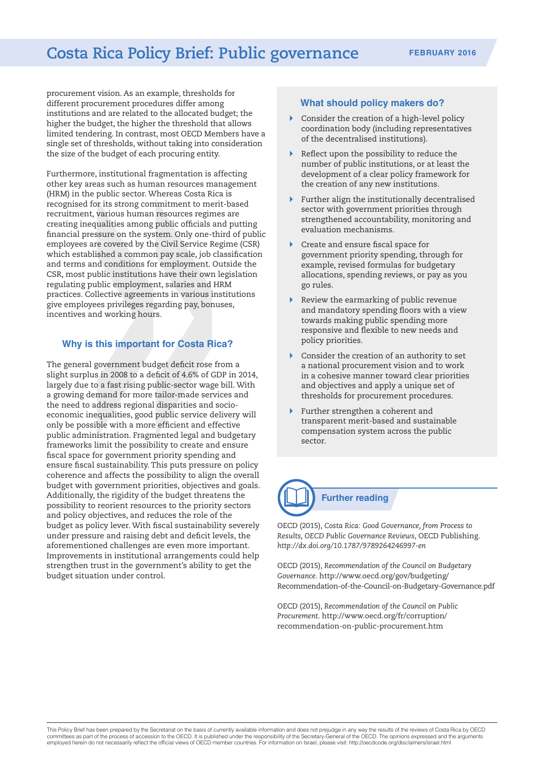procurement vision. As an example, thresholds for different procurement procedures differ among institutions and are related to the allocated budget; the higher the budget, the higher the threshold that allows limited tendering. In contrast, most OECD Members have a single set of thresholds, without taking into consideration the size of the budget of each procuring entity.

Furthermore, institutional fragmentation is affecting other key areas such as human resources management (HRM) in the public sector. Whereas Costa Rica is recognised for its strong commitment to merit-based recruitment, various human resources regimes are creating inequalities among public officials and putting financial pressure on the system. Only one-third of public employees are covered by the Civil Service Regime (CSR) which established a common pay scale, job classification and terms and conditions for employment. Outside the CSR, most public institutions have their own legislation regulating public employment, salaries and HRM practices. Collective agreements in various institutions give employees privileges regarding pay, bonuses, incentives and working hours.

## Why is this important for Costa Rica?

The general government budget deficit rose from a slight surplus in 2008 to a deficit of 4.6% of GDP in 2014, largely due to a fast rising public-sector wage bill. With a growing demand for more tailor-made services and the need to address regional disparities and socio-economic inequalities, good public service delivery will only be possible with a more efficient and effective public administration. Fragmented legal and budgetary frameworks limit the possibility to create and ensure fiscal space for government priority spending and ensure fiscal sustainability. This puts pressure on policy coherence and affects the possibility to align the overall budget with government priorities, objectives and goals. Additionally, the rigidity of the budget threatens the possibility to reorient resources to the priority sectors and policy objectives, and reduces the role of the budget as policy lever. With fiscal sustainability severely under pressure and raising debt and deficit levels, the aforementioned challenges are even more important. Improvements in institutional arrangements could help strengthen trust in the government's ability to get the budget situation under control.

## What should policy makers do?

- Consider the creation of a high-level policy coordination body (including representatives of the decentralised institutions).
- Reflect upon the possibility to reduce the number of public institutions, or at least the development of a clear policy framework for the creation of any new institutions.
- Further align the institutionally decentralised sector with government priorities through strengthened accountability, monitoring and evaluation mechanisms.
- Create and ensure fiscal space for government priority spending, through for example, revised formulas for budgetary allocations, spending reviews, or pay as you go rules.
- Review the earmarking of public revenue and mandatory spending floors with a view towards making public spending more responsive and flexible to new needs and policy priorities.
- Consider the creation of an authority to set a national procurement vision and to work in a cohesive manner toward clear priorities and objectives and apply a unique set of thresholds for procurement procedures.
- Further strengthen a coherent and transparent merit-based and sustainable compensation system across the public sector.

## Further reading

OECD (2015), *Costa Rica: Good Governance, from Process to Results, OECD Public Governance Reviews*, OECD Publishing. *http://dx.doi.org/10.1787/9789264246997-en*

OECD (2015), *Recommendation of the Council on Budgetary Governance*. http://www.oecd.org/gov/budgeting/Recommendation-of-the-Council-on-Budgetary-Governance.pdf

OECD (2015), *Recommendation of the Council on Public Procurement*. http://www.oecd.org/fr/corruption/recommendation-on-public-procurement.htm

This Policy Brief has been prepared by the Secretariat on the basis of currently available information and does not prejudge in any way the results of the reviews of Costa Rica by OECD committees as part of the process of accession to the OECD. It is published under the responsibility of the Secretary-General of the OECD. The opinions expressed and the arguments employed herein do not necessarily reflect the official views of OECD member countries. For information on Israel, please visit: http://oecdcode.org/disclaimers/israel.html